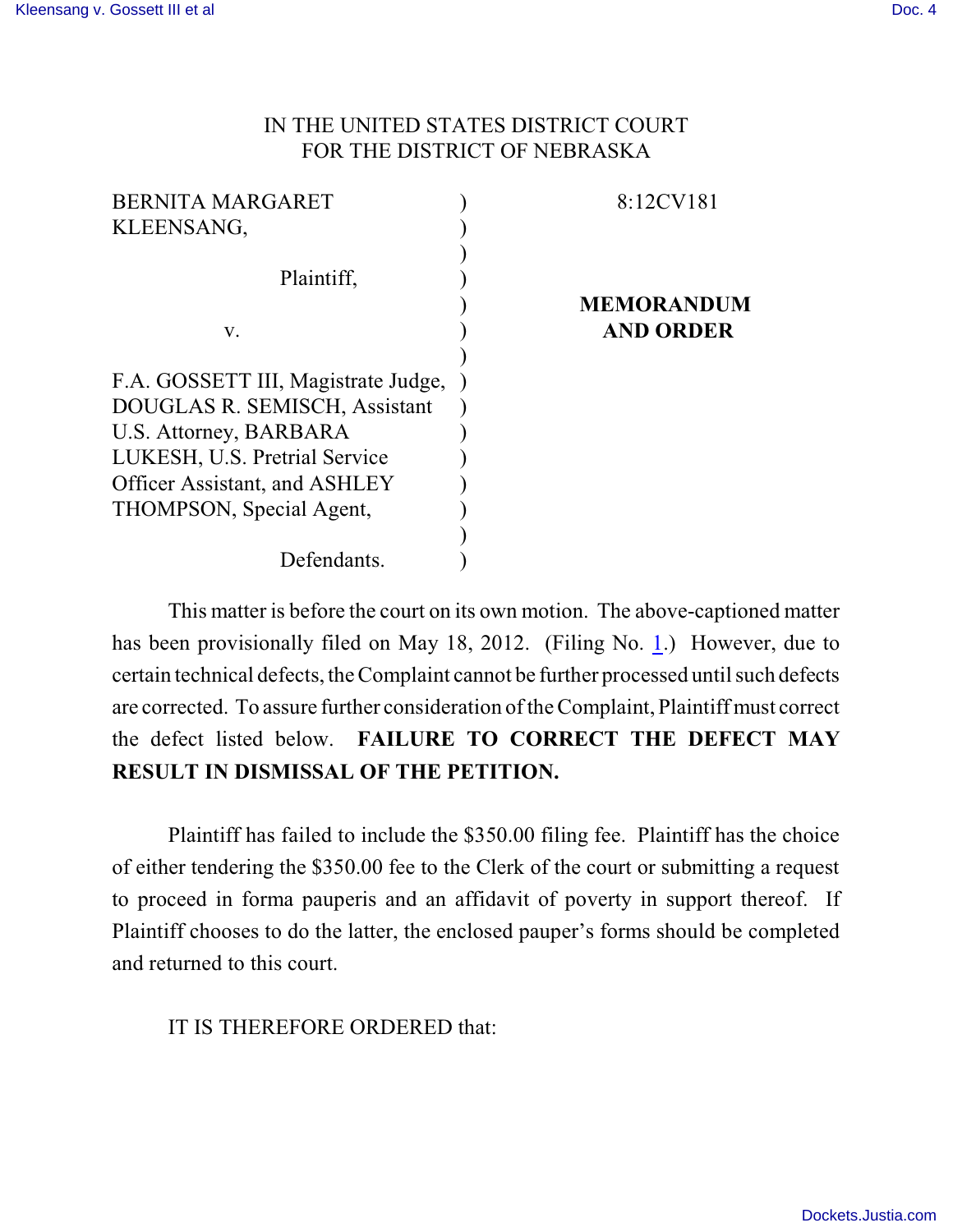IN THE UNITED STATES DISTRICT COURT
FOR THE DISTRICT OF NEBRASKA

| | | |
|---|---|---|
| BERNITA MARGARET KLEENSANG, | ) | 8:12CV181 |
| Plaintiff, | ) | |
| v. | ) | **MEMORANDUM AND ORDER** |
| F.A. GOSSETT III, Magistrate Judge, DOUGLAS R. SEMISCH, Assistant U.S. Attorney, BARBARA LUKESH, U.S. Pretrial Service Officer Assistant, and ASHLEY THOMPSON, Special Agent, | ) | |
| Defendants. | ) | |

This matter is before the court on its own motion. The above-captioned matter has been provisionally filed on May 18, 2012. (Filing No. 1.) However, due to certain technical defects, the Complaint cannot be further processed until such defects are corrected. To assure further consideration of the Complaint, Plaintiff must correct the defect listed below. **FAILURE TO CORRECT THE DEFECT MAY RESULT IN DISMISSAL OF THE PETITION.**

Plaintiff has failed to include the $350.00 filing fee. Plaintiff has the choice of either tendering the $350.00 fee to the Clerk of the court or submitting a request to proceed in forma pauperis and an affidavit of poverty in support thereof. If Plaintiff chooses to do the latter, the enclosed pauper's forms should be completed and returned to this court.

IT IS THEREFORE ORDERED that: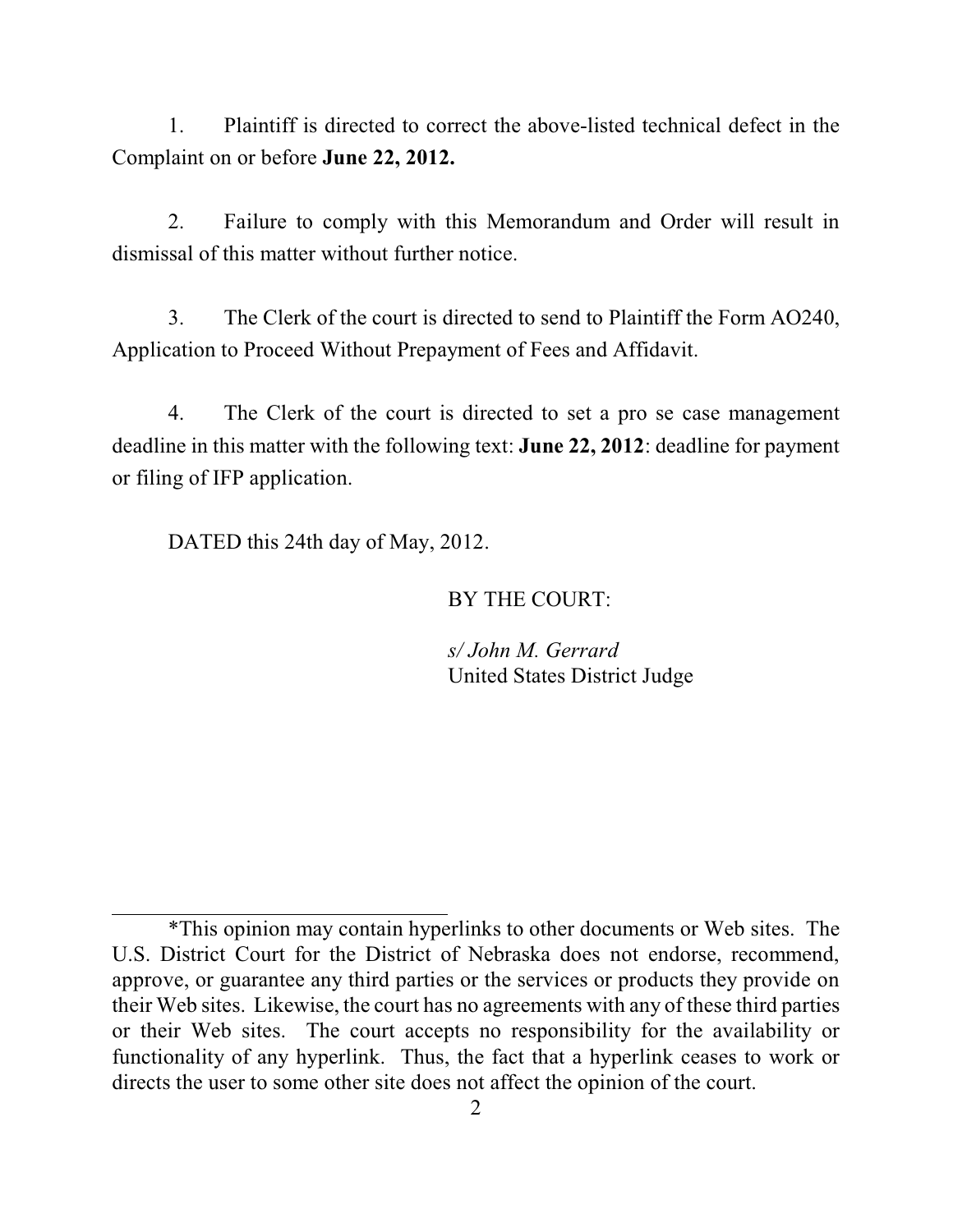1. Plaintiff is directed to correct the above-listed technical defect in the Complaint on or before **June 22, 2012.**

2. Failure to comply with this Memorandum and Order will result in dismissal of this matter without further notice.

3. The Clerk of the court is directed to send to Plaintiff the Form AO240, Application to Proceed Without Prepayment of Fees and Affidavit.

4. The Clerk of the court is directed to set a pro se case management deadline in this matter with the following text: **June 22, 2012**: deadline for payment or filing of IFP application.

DATED this 24th day of May, 2012.

BY THE COURT:

*s/ John M. Gerrard*
United States District Judge

---

*This opinion may contain hyperlinks to other documents or Web sites. The U.S. District Court for the District of Nebraska does not endorse, recommend, approve, or guarantee any third parties or the services or products they provide on their Web sites. Likewise, the court has no agreements with any of these third parties or their Web sites. The court accepts no responsibility for the availability or functionality of any hyperlink. Thus, the fact that a hyperlink ceases to work or directs the user to some other site does not affect the opinion of the court.